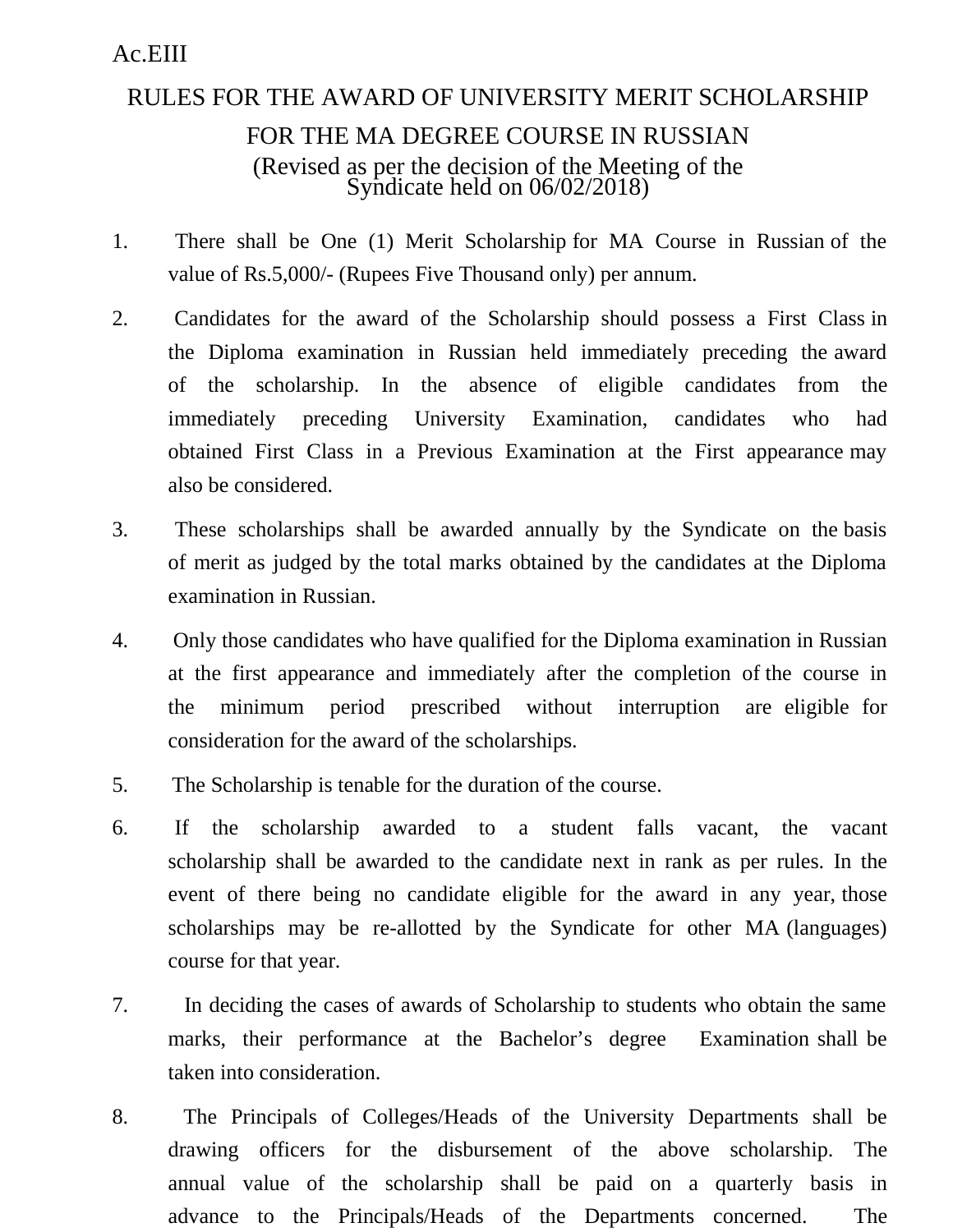Ac.EIII

# RULES FOR THE AWARD OF UNIVERSITY MERIT SCHOLARSHIP FOR THE MA DEGREE COURSE IN RUSSIAN

(Revised as per the decision of the Meeting of the Syndicate held on 06/02/2018)

1. There shall be One (1) Merit Scholarship for MA Course in Russian of the value of Rs.5,000/- (Rupees Five Thousand only) per annum.

2. Candidates for the award of the Scholarship should possess a First Class in the Diploma examination in Russian held immediately preceding the award of the scholarship. In the absence of eligible candidates from the immediately preceding University Examination, candidates who had obtained First Class in a Previous Examination at the First appearance may also be considered.

3. These scholarships shall be awarded annually by the Syndicate on the basis of merit as judged by the total marks obtained by the candidates at the Diploma examination in Russian.

4. Only those candidates who have qualified for the Diploma examination in Russian at the first appearance and immediately after the completion of the course in the minimum period prescribed without interruption are eligible for consideration for the award of the scholarships.

5. The Scholarship is tenable for the duration of the course.

6. If the scholarship awarded to a student falls vacant, the vacant scholarship shall be awarded to the candidate next in rank as per rules. In the event of there being no candidate eligible for the award in any year, those scholarships may be re-allotted by the Syndicate for other MA (languages) course for that year.

7. In deciding the cases of awards of Scholarship to students who obtain the same marks, their performance at the Bachelor's degree Examination shall be taken into consideration.

8. The Principals of Colleges/Heads of the University Departments shall be drawing officers for the disbursement of the above scholarship. The annual value of the scholarship shall be paid on a quarterly basis in advance to the Principals/Heads of the Departments concerned. The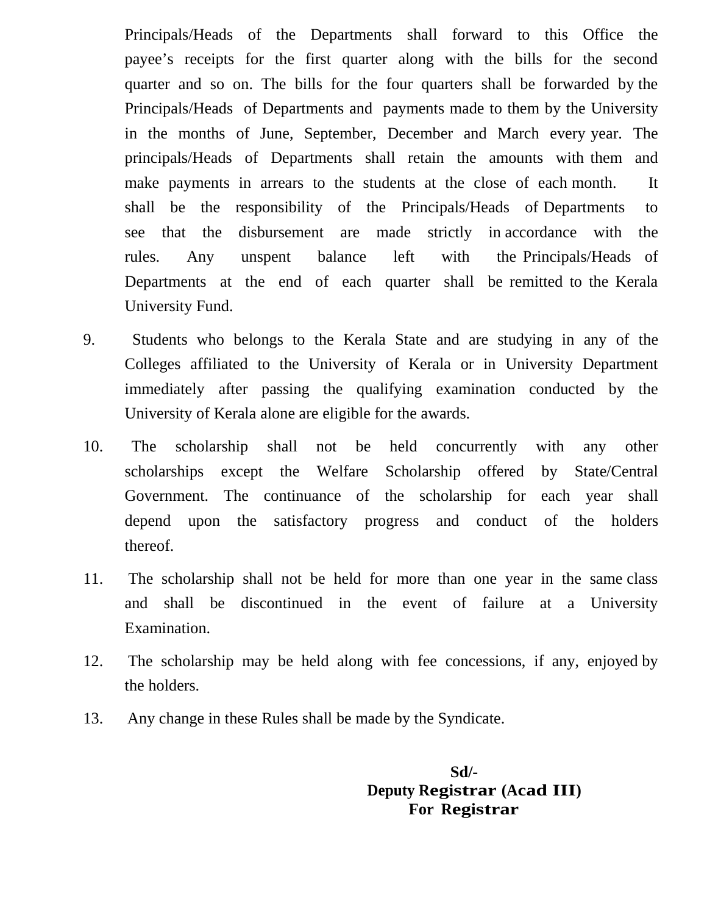Principals/Heads of the Departments shall forward to this Office the payee's receipts for the first quarter along with the bills for the second quarter and so on. The bills for the four quarters shall be forwarded by the Principals/Heads of Departments and payments made to them by the University in the months of June, September, December and March every year. The principals/Heads of Departments shall retain the amounts with them and make payments in arrears to the students at the close of each month. It shall be the responsibility of the Principals/Heads of Departments to see that the disbursement are made strictly in accordance with the rules. Any unspent balance left with the Principals/Heads of Departments at the end of each quarter shall be remitted to the Kerala University Fund.

9. Students who belongs to the Kerala State and are studying in any of the Colleges affiliated to the University of Kerala or in University Department immediately after passing the qualifying examination conducted by the University of Kerala alone are eligible for the awards.

10. The scholarship shall not be held concurrently with any other scholarships except the Welfare Scholarship offered by State/Central Government. The continuance of the scholarship for each year shall depend upon the satisfactory progress and conduct of the holders thereof.

11. The scholarship shall not be held for more than one year in the same class and shall be discontinued in the event of failure at a University Examination.

12. The scholarship may be held along with fee concessions, if any, enjoyed by the holders.

13. Any change in these Rules shall be made by the Syndicate.

**Sd/-**
**Deputy Registrar (Acad III)**
**For Registrar**